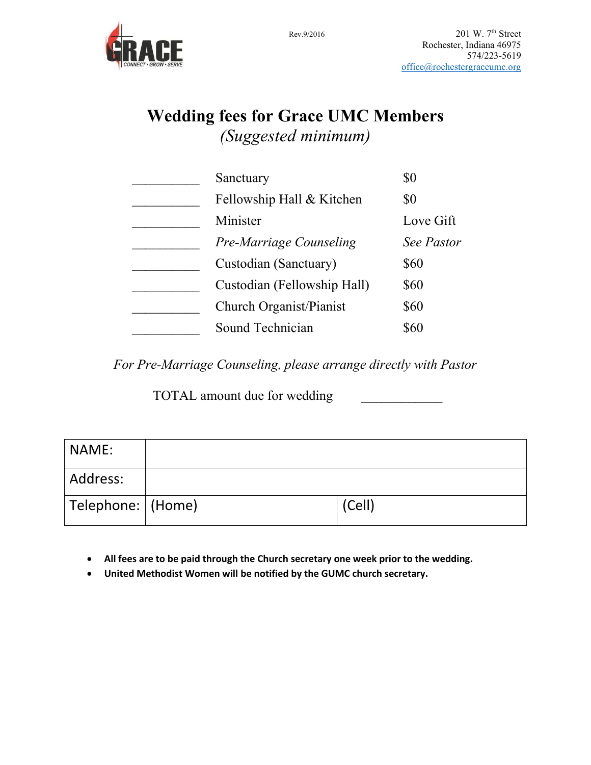Rev.9/2016

201 W. 7th Street
Rochester, Indiana 46975
574/223-5619
office@rochestergraceumc.org

# Wedding fees for Grace UMC Members

*(Suggested minimum)*

| | | |
|---|---|---|
| __________ | Sanctuary | $0 |
| __________ | Fellowship Hall & Kitchen | $0 |
| __________ | Minister | Love Gift |
| __________ | *Pre-Marriage Counseling* | *See Pastor* |
| __________ | Custodian (Sanctuary) | $60 |
| __________ | Custodian (Fellowship Hall) | $60 |
| __________ | Church Organist/Pianist | $60 |
| __________ | Sound Technician | $60 |

*For Pre-Marriage Counseling, please arrange directly with Pastor*

TOTAL amount due for wedding ____________

| | | |
|---|---|---|
| NAME: | | |
| Address: | | |
| Telephone: | (Home) | (Cell) |

- **All fees are to be paid through the Church secretary one week prior to the wedding.**
- **United Methodist Women will be notified by the GUMC church secretary.**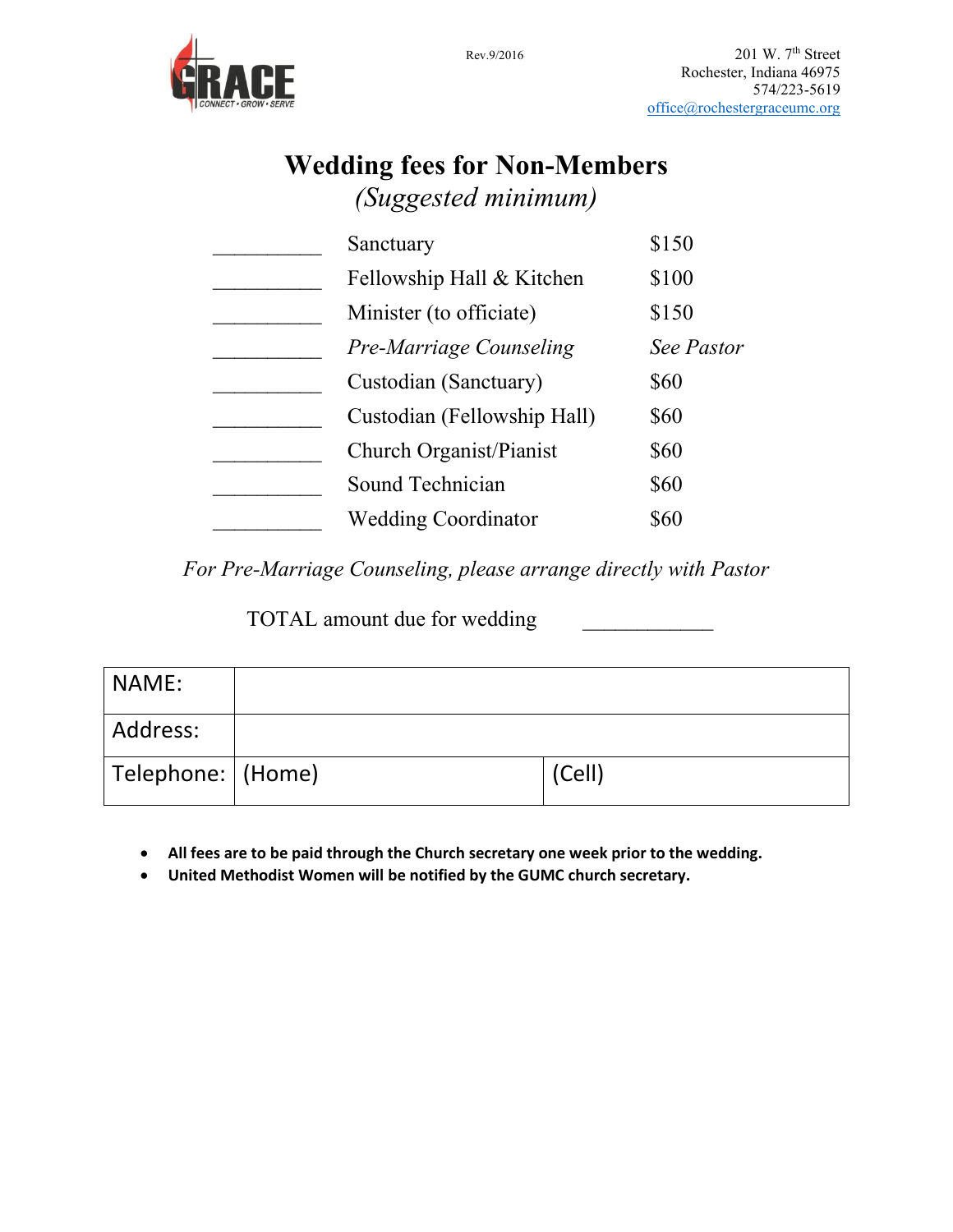GRACE CONNECT • GROW • SERVE

Rev.9/2016

201 W. 7th Street
Rochester, Indiana 46975
574/223-5619
office@rochestergraceumc.org

# Wedding fees for Non-Members

## *(Suggested minimum)*

| | | |
|---|---|---|
| __________ | Sanctuary | $150 |
| __________ | Fellowship Hall & Kitchen | $100 |
| __________ | Minister (to officiate) | $150 |
| __________ | *Pre-Marriage Counseling* | *See Pastor* |
| __________ | Custodian (Sanctuary) | $60 |
| __________ | Custodian (Fellowship Hall) | $60 |
| __________ | Church Organist/Pianist | $60 |
| __________ | Sound Technician | $60 |
| __________ | Wedding Coordinator | $60 |

*For Pre-Marriage Counseling, please arrange directly with Pastor*

TOTAL amount due for wedding ____________

| | | |
|---|---|---|
| NAME: | | |
| Address: | | |
| Telephone: | (Home) | (Cell) |

- **All fees are to be paid through the Church secretary one week prior to the wedding.**
- **United Methodist Women will be notified by the GUMC church secretary.**